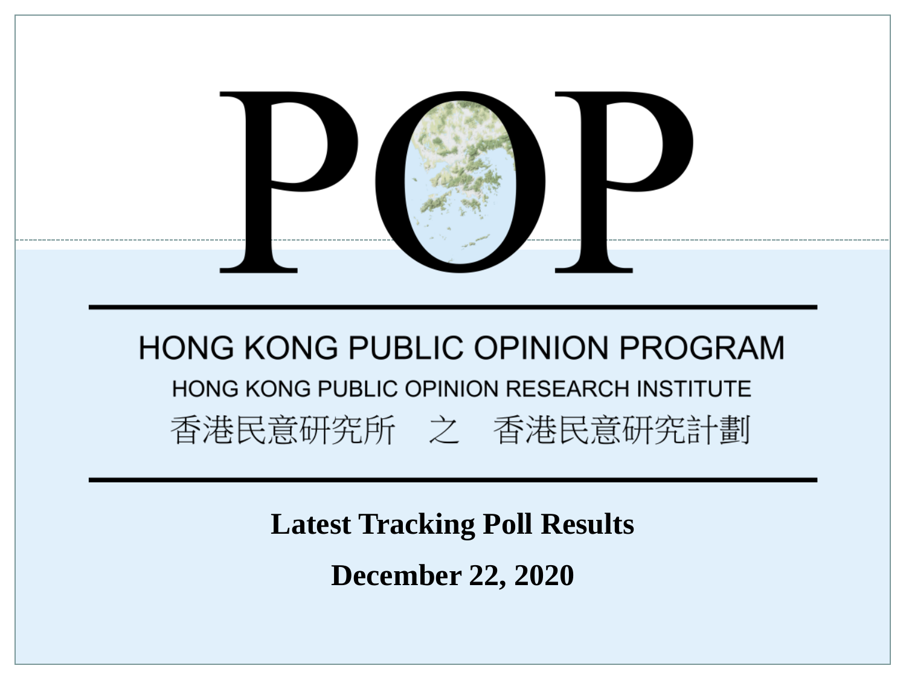# POP

## HONG KONG PUBLIC OPINION PROGRAM

HONG KONG PUBLIC OPINION RESEARCH INSTITUTE

香港民意研究所　之　香港民意研究計劃

**Latest Tracking Poll Results**

**December 22, 2020**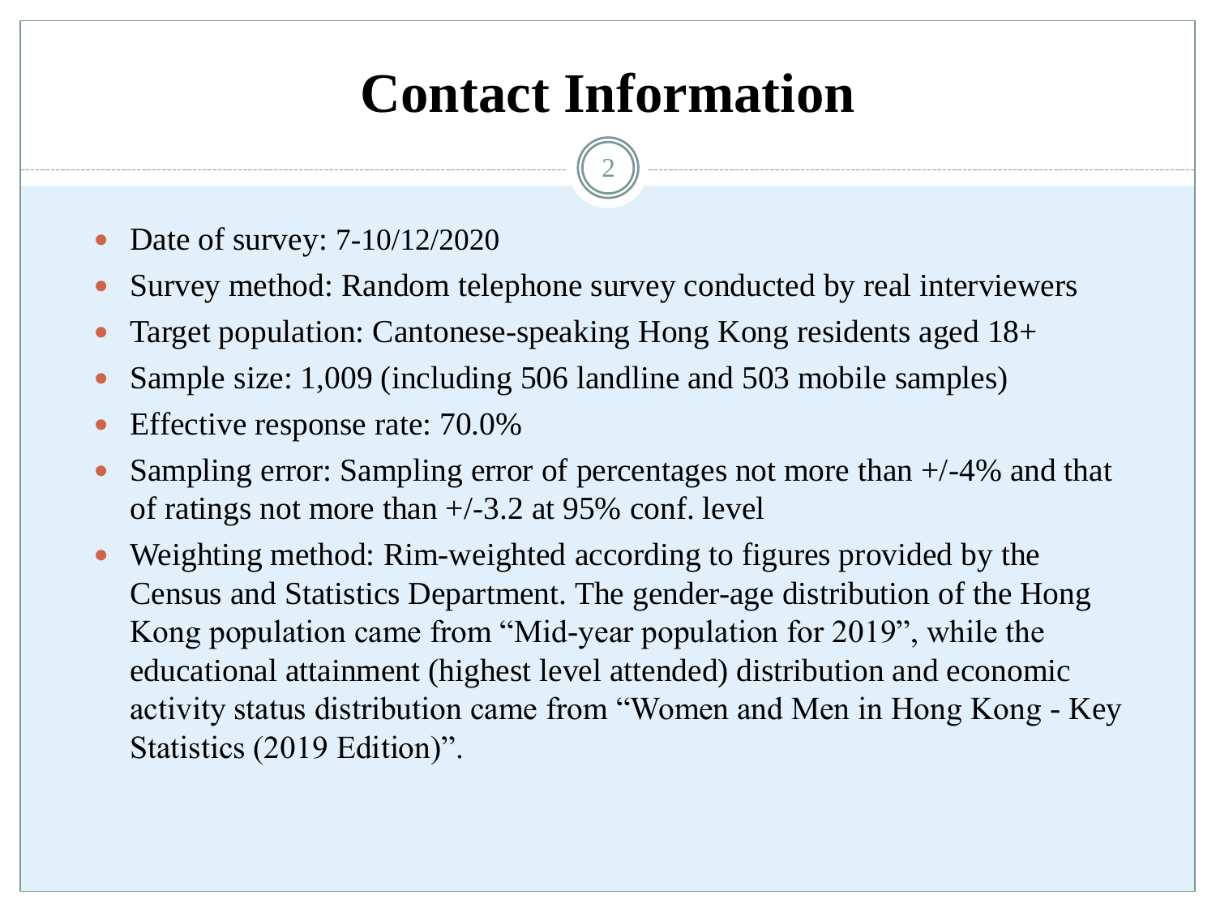# Contact Information

- Date of survey: 7-10/12/2020
- Survey method: Random telephone survey conducted by real interviewers
- Target population: Cantonese-speaking Hong Kong residents aged 18+
- Sample size: 1,009 (including 506 landline and 503 mobile samples)
- Effective response rate: 70.0%
- Sampling error: Sampling error of percentages not more than +/-4% and that of ratings not more than +/-3.2 at 95% conf. level
- Weighting method: Rim-weighted according to figures provided by the Census and Statistics Department. The gender-age distribution of the Hong Kong population came from "Mid-year population for 2019", while the educational attainment (highest level attended) distribution and economic activity status distribution came from "Women and Men in Hong Kong - Key Statistics (2019 Edition)".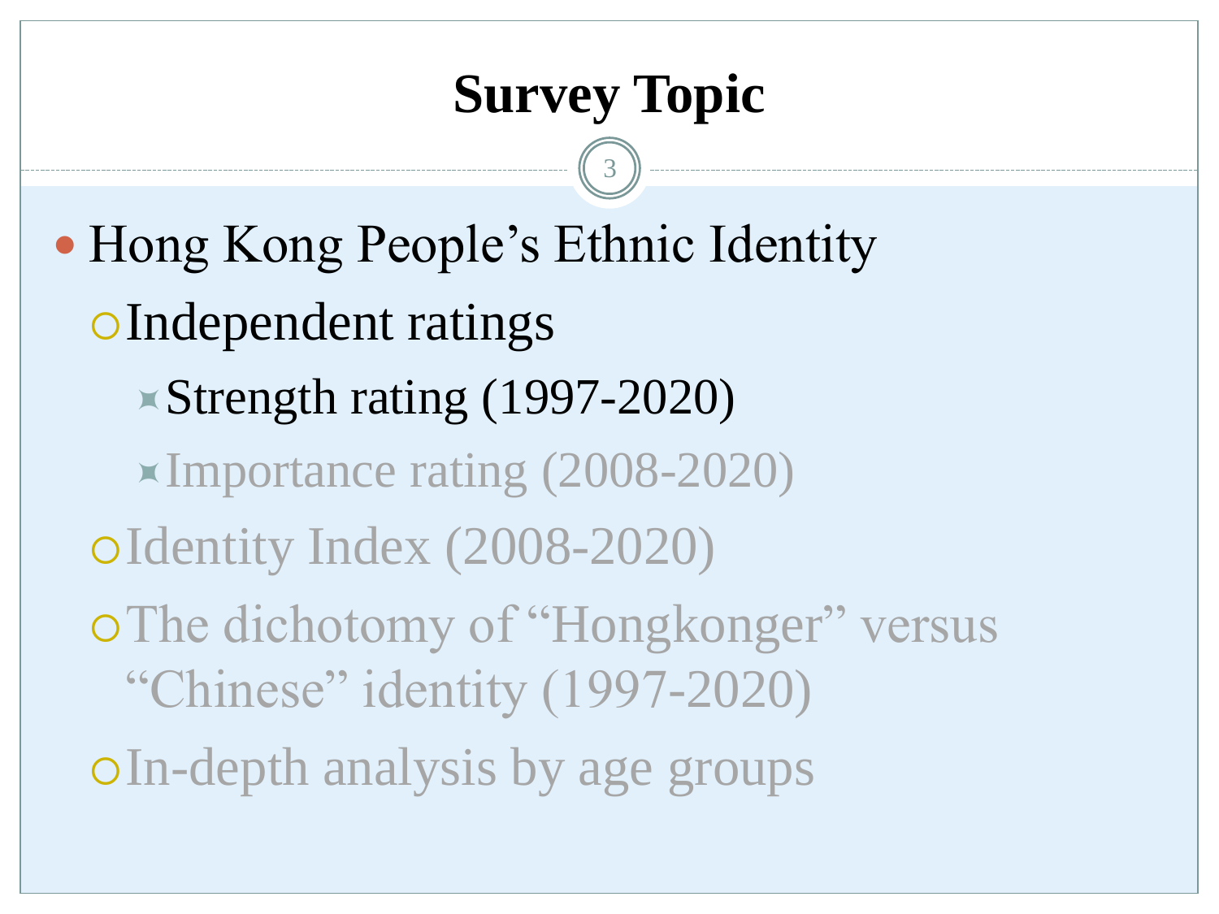# Survey Topic

- Hong Kong People's Ethnic Identity
  - Independent ratings
    - Strength rating (1997-2020)
    - Importance rating (2008-2020)
  - Identity Index (2008-2020)
  - The dichotomy of "Hongkonger" versus "Chinese" identity (1997-2020)
  - In-depth analysis by age groups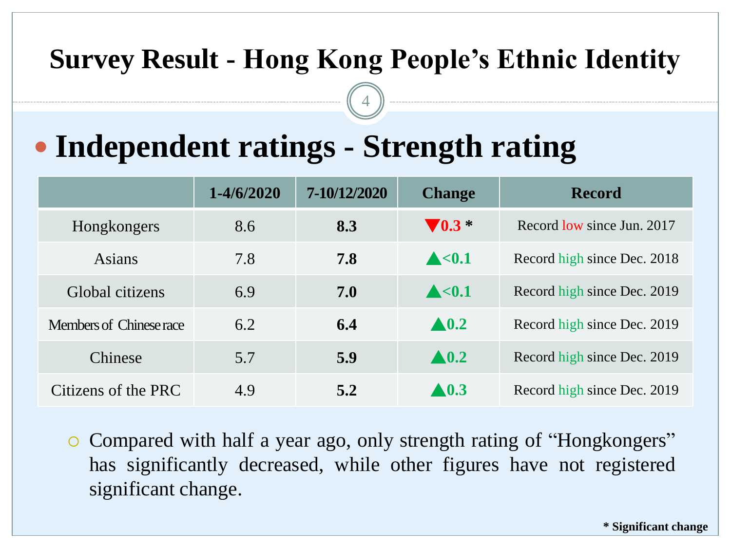# Survey Result - Hong Kong People's Ethnic Identity

## Independent ratings - Strength rating

| | 1-4/6/2020 | 7-10/12/2020 | Change | Record |
|---|---|---|---|---|
| Hongkongers | 8.6 | **8.3** | ▼**0.3** * | Record low since Jun. 2017 |
| Asians | 7.8 | **7.8** | ▲**<0.1** | Record high since Dec. 2018 |
| Global citizens | 6.9 | **7.0** | ▲**<0.1** | Record high since Dec. 2019 |
| Members of Chinese race | 6.2 | **6.4** | ▲**0.2** | Record high since Dec. 2019 |
| Chinese | 5.7 | **5.9** | ▲**0.2** | Record high since Dec. 2019 |
| Citizens of the PRC | 4.9 | **5.2** | ▲**0.3** | Record high since Dec. 2019 |

- Compared with half a year ago, only strength rating of "Hongkongers" has significantly decreased, while other figures have not registered significant change.

**\* Significant change**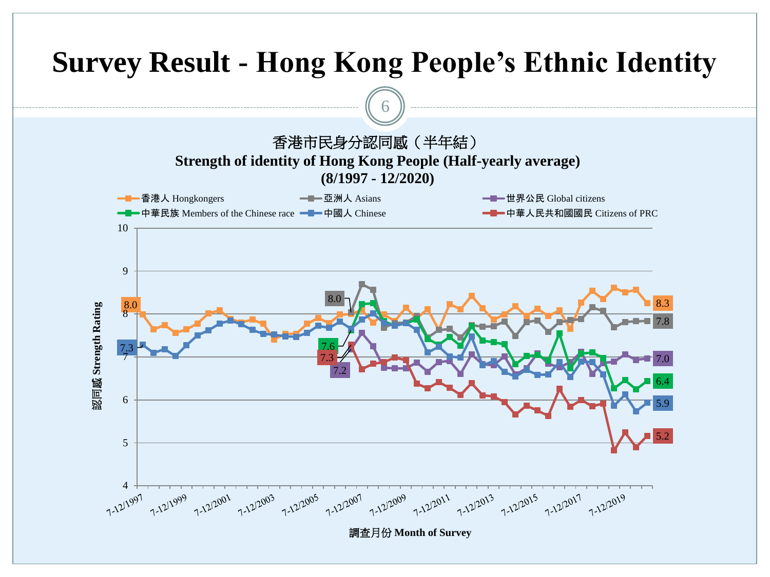# Survey Result - Hong Kong People's Ethnic Identity

香港市民身分認同感（半年結）

**Strength of identity of Hong Kong People (Half-yearly average)**
**(8/1997 - 12/2020)**

Legend: 香港人 Hongkongers; 亞洲人 Asians; 世界公民 Global citizens; 中華民族 Members of the Chinese race; 中國人 Chinese; 中華人民共和國國民 Citizens of PRC

Y-axis: 認同感 Strength Rating (4–10)

X-axis: 調查月份 Month of Survey (7-12/1997, 7-12/1999, 7-12/2001, 7-12/2003, 7-12/2005, 7-12/2007, 7-12/2009, 7-12/2011, 7-12/2013, 7-12/2015, 7-12/2017, 7-12/2019)

| Identity | Initial value | Latest value |
| --- | --- | --- |
| 香港人 Hongkongers | 8.0 | 8.3 |
| 亞洲人 Asians | 8.0 | 7.8 |
| 世界公民 Global citizens | 7.2 | 7.0 |
| 中華民族 Members of the Chinese race | 7.6 | 6.4 |
| 中國人 Chinese | 7.3 | 5.9 |
| 中華人民共和國國民 Citizens of PRC | 7.3 | 5.2 |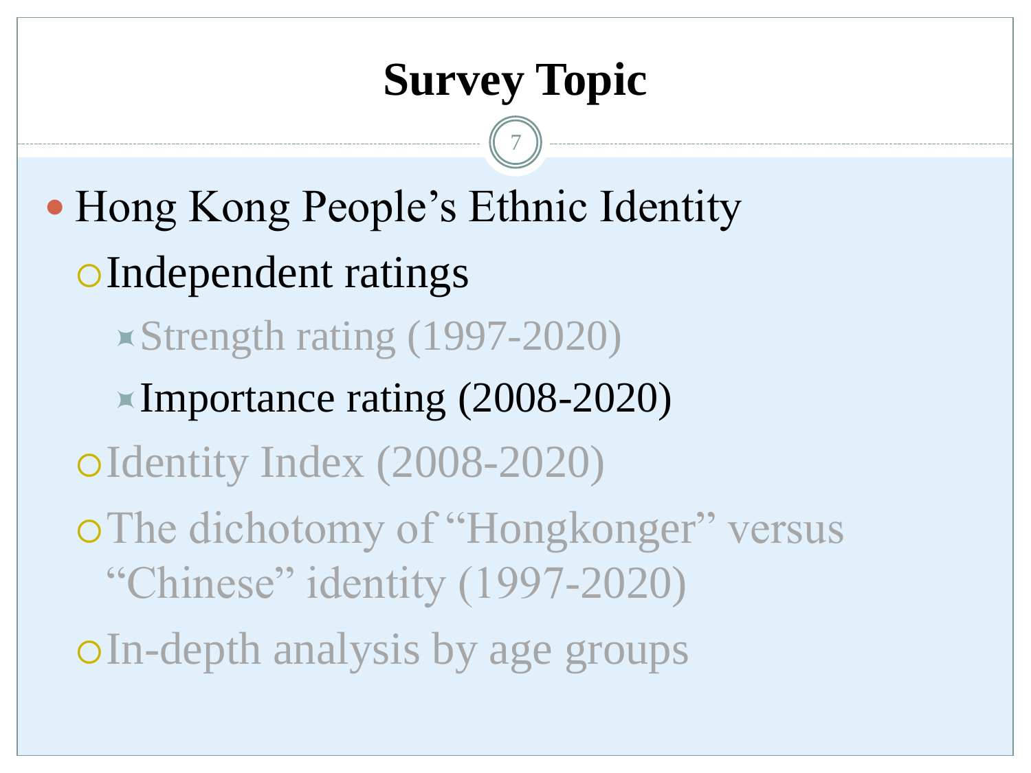# Survey Topic

- Hong Kong People's Ethnic Identity
  - Independent ratings
    - Strength rating (1997-2020)
    - Importance rating (2008-2020)
  - Identity Index (2008-2020)
  - The dichotomy of "Hongkonger" versus "Chinese" identity (1997-2020)
  - In-depth analysis by age groups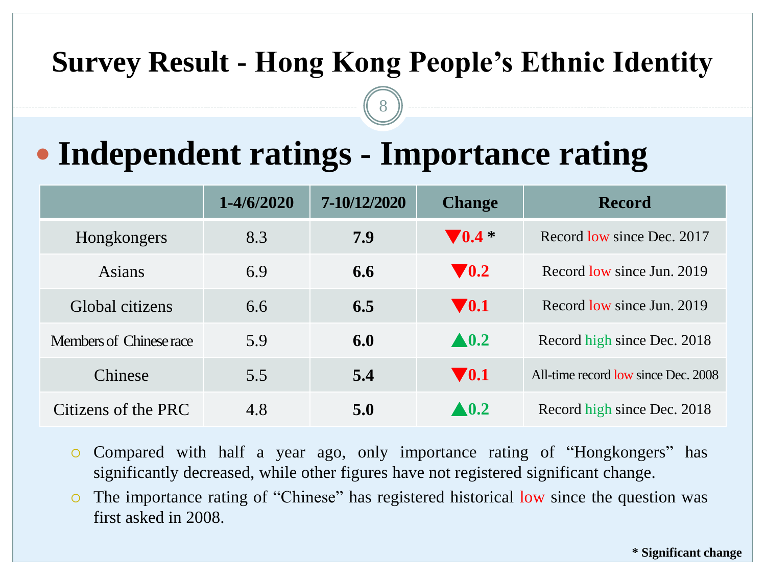# Survey Result - Hong Kong People's Ethnic Identity

## Independent ratings - Importance rating

| | 1-4/6/2020 | 7-10/12/2020 | Change | Record |
|---|---|---|---|---|
| Hongkongers | 8.3 | **7.9** | ▼0.4 * | Record low since Dec. 2017 |
| Asians | 6.9 | **6.6** | ▼0.2 | Record low since Jun. 2019 |
| Global citizens | 6.6 | **6.5** | ▼0.1 | Record low since Jun. 2019 |
| Members of Chinese race | 5.9 | **6.0** | ▲0.2 | Record high since Dec. 2018 |
| Chinese | 5.5 | **5.4** | ▼0.1 | All-time record low since Dec. 2008 |
| Citizens of the PRC | 4.8 | **5.0** | ▲0.2 | Record high since Dec. 2018 |

- Compared with half a year ago, only importance rating of "Hongkongers" has significantly decreased, while other figures have not registered significant change.
- The importance rating of "Chinese" has registered historical low since the question was first asked in 2008.

**\* Significant change**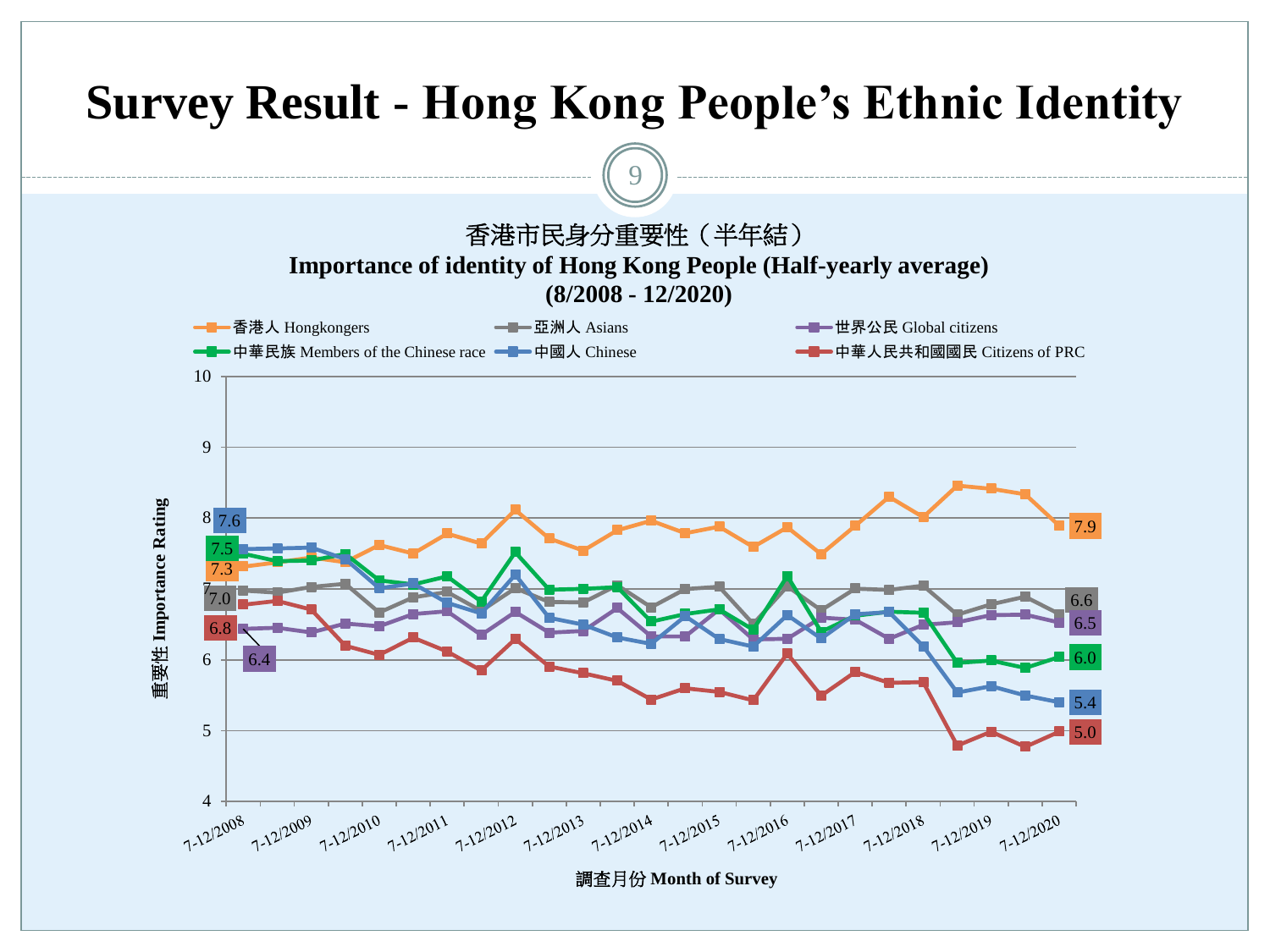# Survey Result - Hong Kong People's Ethnic Identity

香港市民身分重要性（半年結）

**Importance of identity of Hong Kong People (Half-yearly average)**

**(8/2008 - 12/2020)**

Legend: 香港人 Hongkongers; 亞洲人 Asians; 世界公民 Global citizens; 中華民族 Members of the Chinese race; 中國人 Chinese; 中華人民共和國國民 Citizens of PRC

| Identity | 7-12/2008 | 7-12/2020 |
|---|---|---|
| 香港人 Hongkongers | 7.3 | 7.9 |
| 亞洲人 Asians | 7.0 | 6.6 |
| 世界公民 Global citizens | 6.4 | 6.5 |
| 中華民族 Members of the Chinese race | 7.5 | 6.0 |
| 中國人 Chinese | 7.6 | 5.4 |
| 中華人民共和國國民 Citizens of PRC | 6.8 | 5.0 |

Y-axis: 重要性 Importance Rating (4–10)

X-axis: 調查月份 Month of Survey (7-12/2008 to 7-12/2020)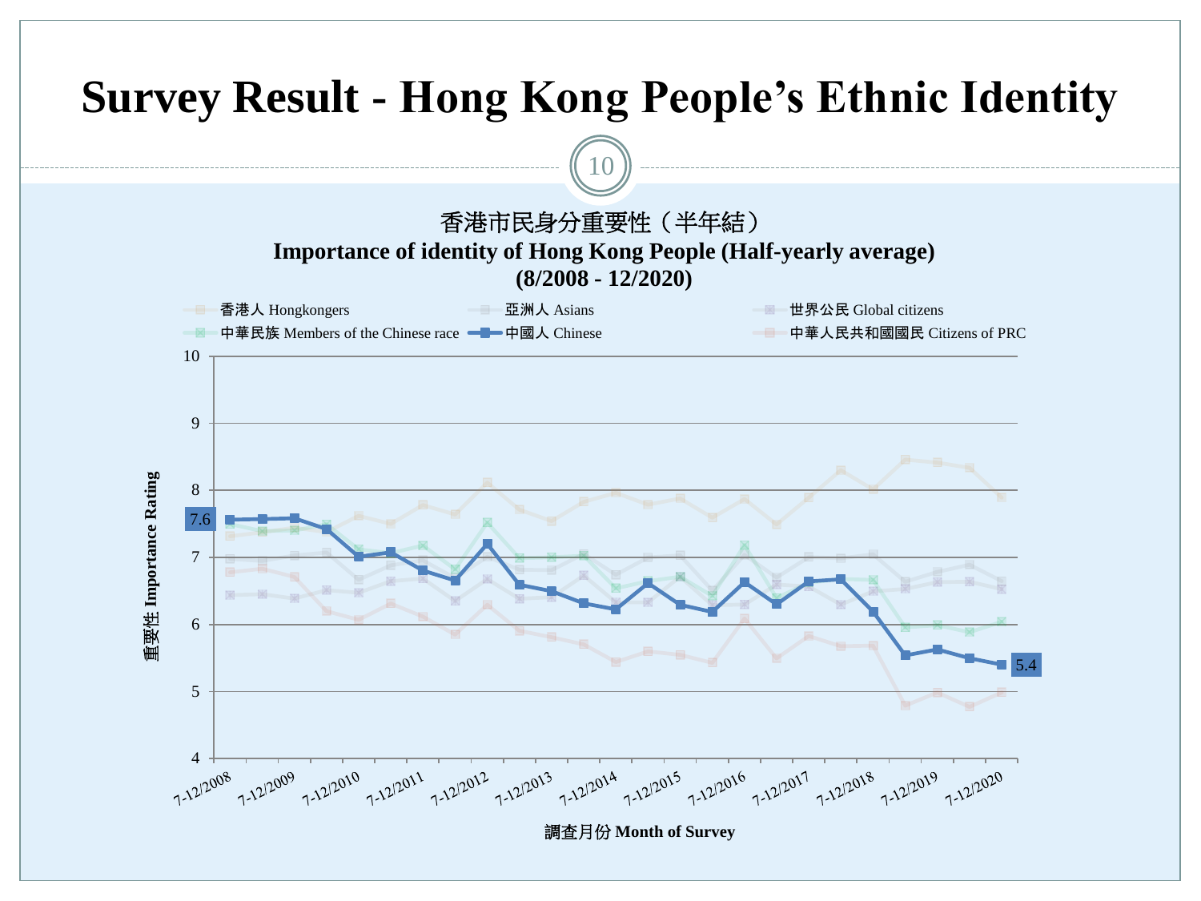# Survey Result - Hong Kong People's Ethnic Identity

香港市民身分重要性（半年結）

**Importance of identity of Hong Kong People (Half-yearly average)**

**(8/2008 - 12/2020)**

Legend: 香港人 Hongkongers; 亞洲人 Asians; 世界公民 Global citizens; 中華民族 Members of the Chinese race; 中國人 Chinese; 中華人民共和國國民 Citizens of PRC

Y-axis: 重要性 Importance Rating (4–10)

X-axis: 調查月份 Month of Survey (7-12/2008 to 7-12/2020)

Labels: 7.6 (Chinese, start); 5.4 (Chinese, end)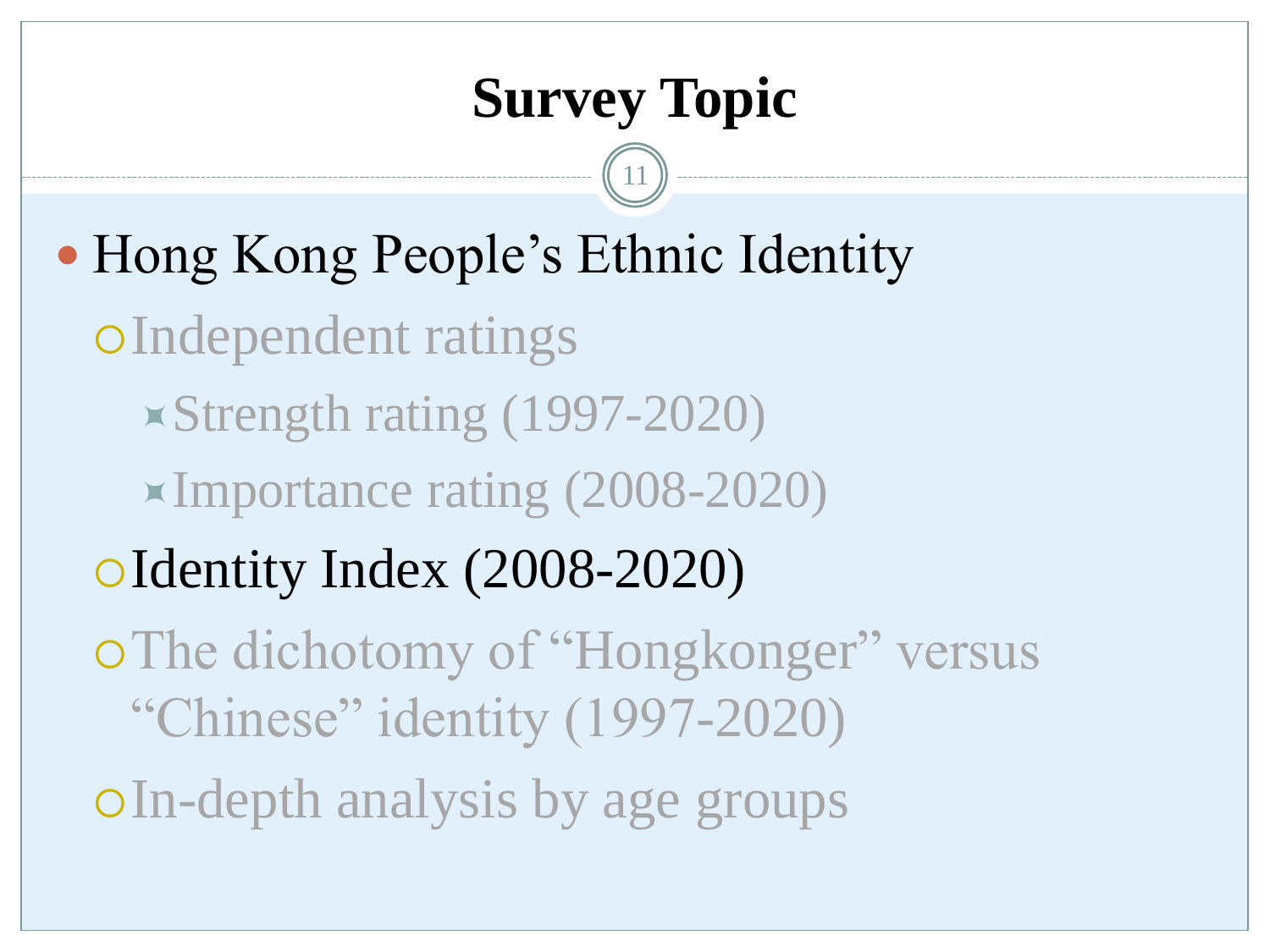# Survey Topic

- Hong Kong People's Ethnic Identity
  - Independent ratings
    - Strength rating (1997-2020)
    - Importance rating (2008-2020)
  - Identity Index (2008-2020)
  - The dichotomy of "Hongkonger" versus "Chinese" identity (1997-2020)
  - In-depth analysis by age groups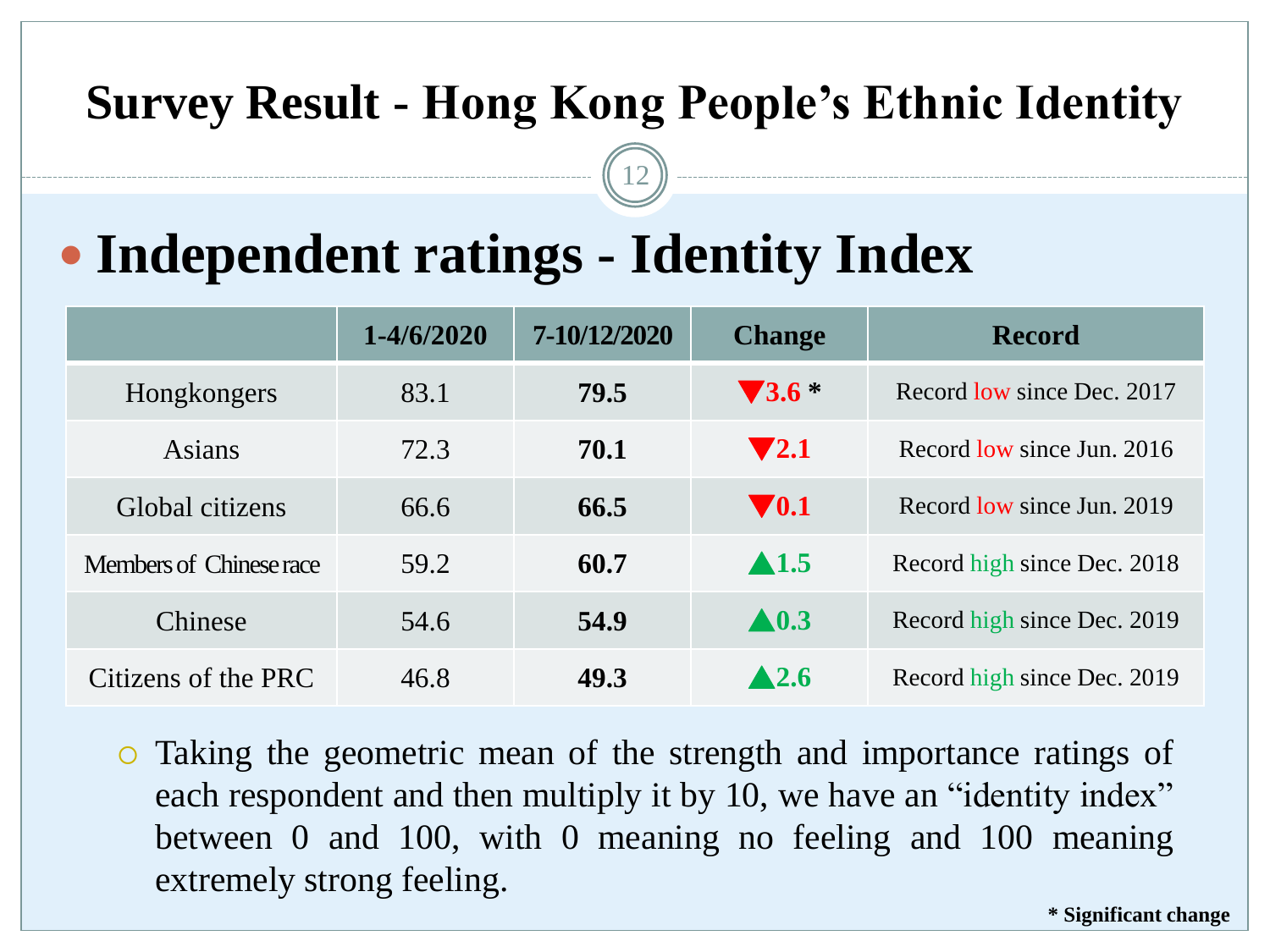# Survey Result - Hong Kong People's Ethnic Identity

## Independent ratings - Identity Index

| | 1-4/6/2020 | 7-10/12/2020 | Change | Record |
|---|---|---|---|---|
| Hongkongers | 83.1 | **79.5** | ▼**3.6** * | Record low since Dec. 2017 |
| Asians | 72.3 | **70.1** | ▼**2.1** | Record low since Jun. 2016 |
| Global citizens | 66.6 | **66.5** | ▼**0.1** | Record low since Jun. 2019 |
| Members of Chinese race | 59.2 | **60.7** | ▲**1.5** | Record high since Dec. 2018 |
| Chinese | 54.6 | **54.9** | ▲**0.3** | Record high since Dec. 2019 |
| Citizens of the PRC | 46.8 | **49.3** | ▲**2.6** | Record high since Dec. 2019 |

- Taking the geometric mean of the strength and importance ratings of each respondent and then multiply it by 10, we have an "identity index" between 0 and 100, with 0 meaning no feeling and 100 meaning extremely strong feeling.

**\* Significant change**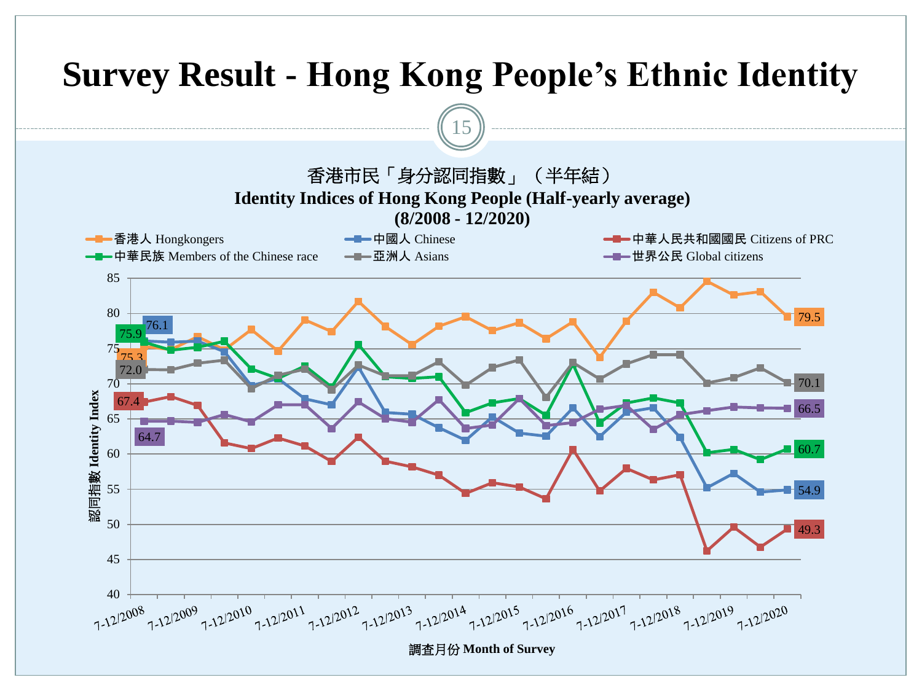# Survey Result - Hong Kong People's Ethnic Identity

香港市民「身分認同指數」（半年結）

**Identity Indices of Hong Kong People (Half-yearly average)**

**(8/2008 - 12/2020)**

- 香港人 Hongkongers
- 中國人 Chinese
- 中華人民共和國國民 Citizens of PRC
- 中華民族 Members of the Chinese race
- 亞洲人 Asians
- 世界公民 Global citizens

| Identity | 7-12/2008 | 7-12/2020 |
|---|---|---|
| 香港人 Hongkongers | 75.3 | 79.5 |
| 中國人 Chinese | 76.1 | 54.9 |
| 中華人民共和國國民 Citizens of PRC | 67.4 | 49.3 |
| 中華民族 Members of the Chinese race | 75.9 | 60.7 |
| 亞洲人 Asians | 72.0 | 70.1 |
| 世界公民 Global citizens | 64.7 | 66.5 |

認同指數 Identity Index

調查月份 Month of Survey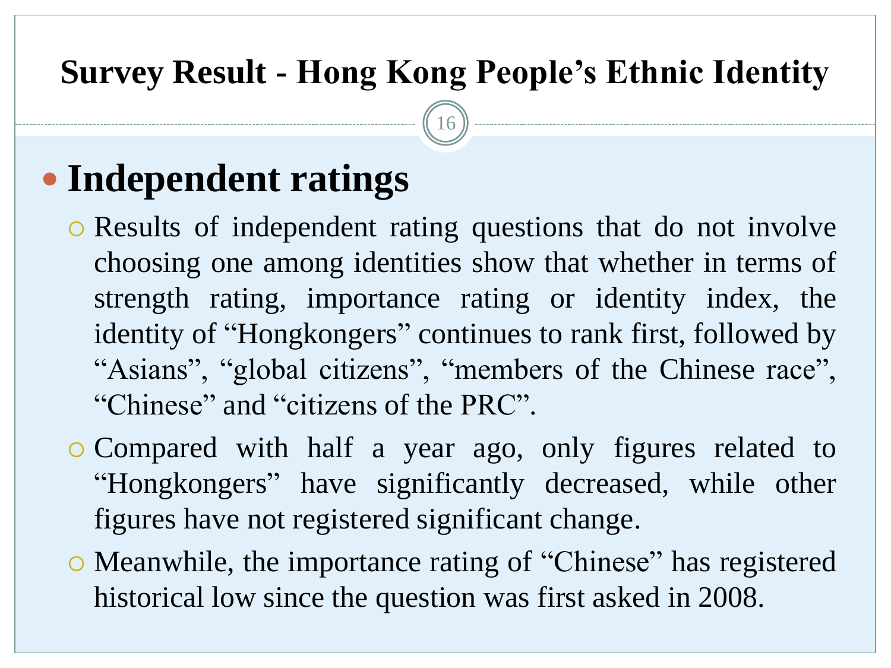# Survey Result - Hong Kong People's Ethnic Identity

- **Independent ratings**
  - Results of independent rating questions that do not involve choosing one among identities show that whether in terms of strength rating, importance rating or identity index, the identity of "Hongkongers" continues to rank first, followed by "Asians", "global citizens", "members of the Chinese race", "Chinese" and "citizens of the PRC".
  - Compared with half a year ago, only figures related to "Hongkongers" have significantly decreased, while other figures have not registered significant change.
  - Meanwhile, the importance rating of "Chinese" has registered historical low since the question was first asked in 2008.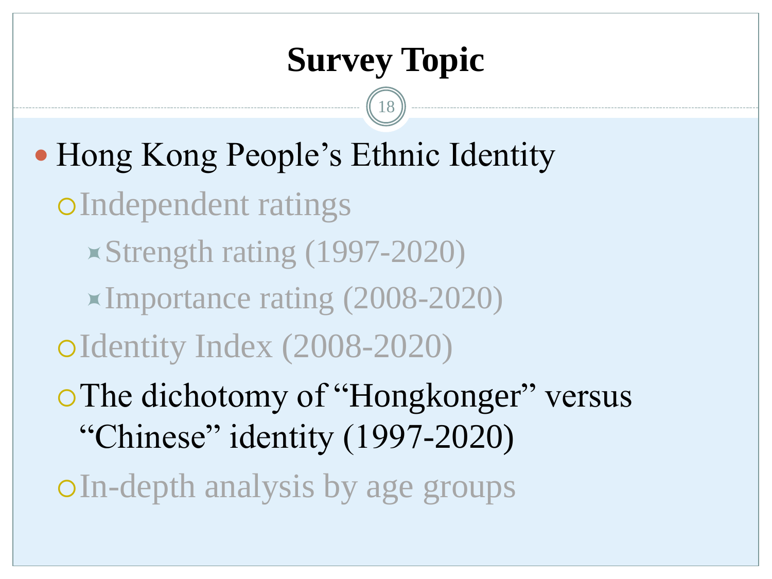# Survey Topic

- Hong Kong People's Ethnic Identity
  - Independent ratings
    - Strength rating (1997-2020)
    - Importance rating (2008-2020)
  - Identity Index (2008-2020)
  - The dichotomy of "Hongkonger" versus "Chinese" identity (1997-2020)
  - In-depth analysis by age groups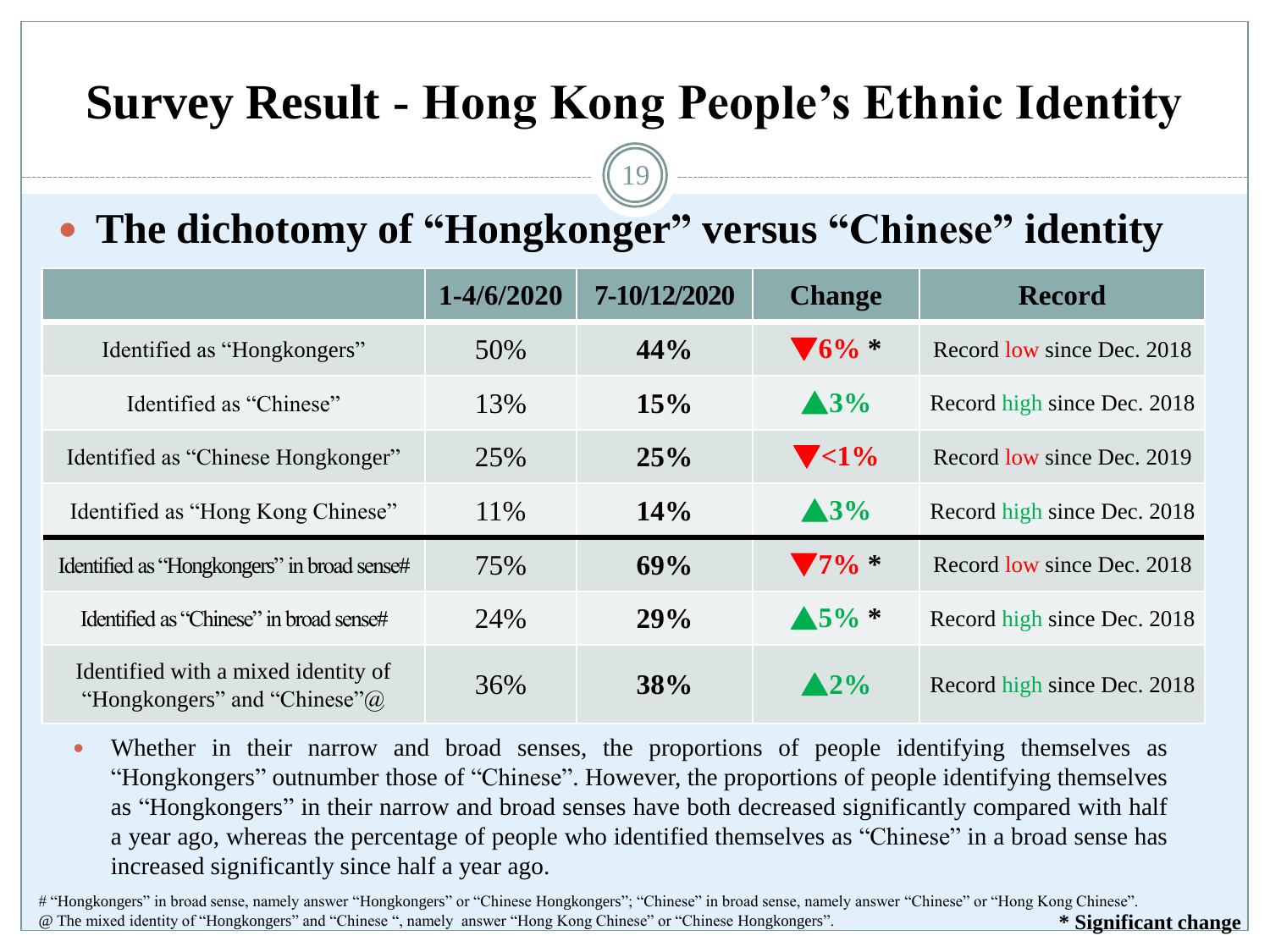# Survey Result - Hong Kong People's Ethnic Identity

- **The dichotomy of "Hongkonger" versus "Chinese" identity**

| | 1-4/6/2020 | 7-10/12/2020 | Change | Record |
|---|---|---|---|---|
| Identified as "Hongkongers" | 50% | **44%** | ▼6% * | Record low since Dec. 2018 |
| Identified as "Chinese" | 13% | **15%** | ▲3% | Record high since Dec. 2018 |
| Identified as "Chinese Hongkonger" | 25% | **25%** | ▼<1% | Record low since Dec. 2019 |
| Identified as "Hong Kong Chinese" | 11% | **14%** | ▲3% | Record high since Dec. 2018 |
| Identified as "Hongkongers" in broad sense# | 75% | **69%** | ▼7% * | Record low since Dec. 2018 |
| Identified as "Chinese" in broad sense# | 24% | **29%** | ▲5% * | Record high since Dec. 2018 |
| Identified with a mixed identity of "Hongkongers" and "Chinese"@ | 36% | **38%** | ▲2% | Record high since Dec. 2018 |

- Whether in their narrow and broad senses, the proportions of people identifying themselves as "Hongkongers" outnumber those of "Chinese". However, the proportions of people identifying themselves as "Hongkongers" in their narrow and broad senses have both decreased significantly compared with half a year ago, whereas the percentage of people who identified themselves as "Chinese" in a broad sense has increased significantly since half a year ago.

# "Hongkongers" in broad sense, namely answer "Hongkongers" or "Chinese Hongkongers"; "Chinese" in broad sense, namely answer "Chinese" or "Hong Kong Chinese".

@ The mixed identity of "Hongkongers" and "Chinese ", namely answer "Hong Kong Chinese" or "Chinese Hongkongers".

**\* Significant change**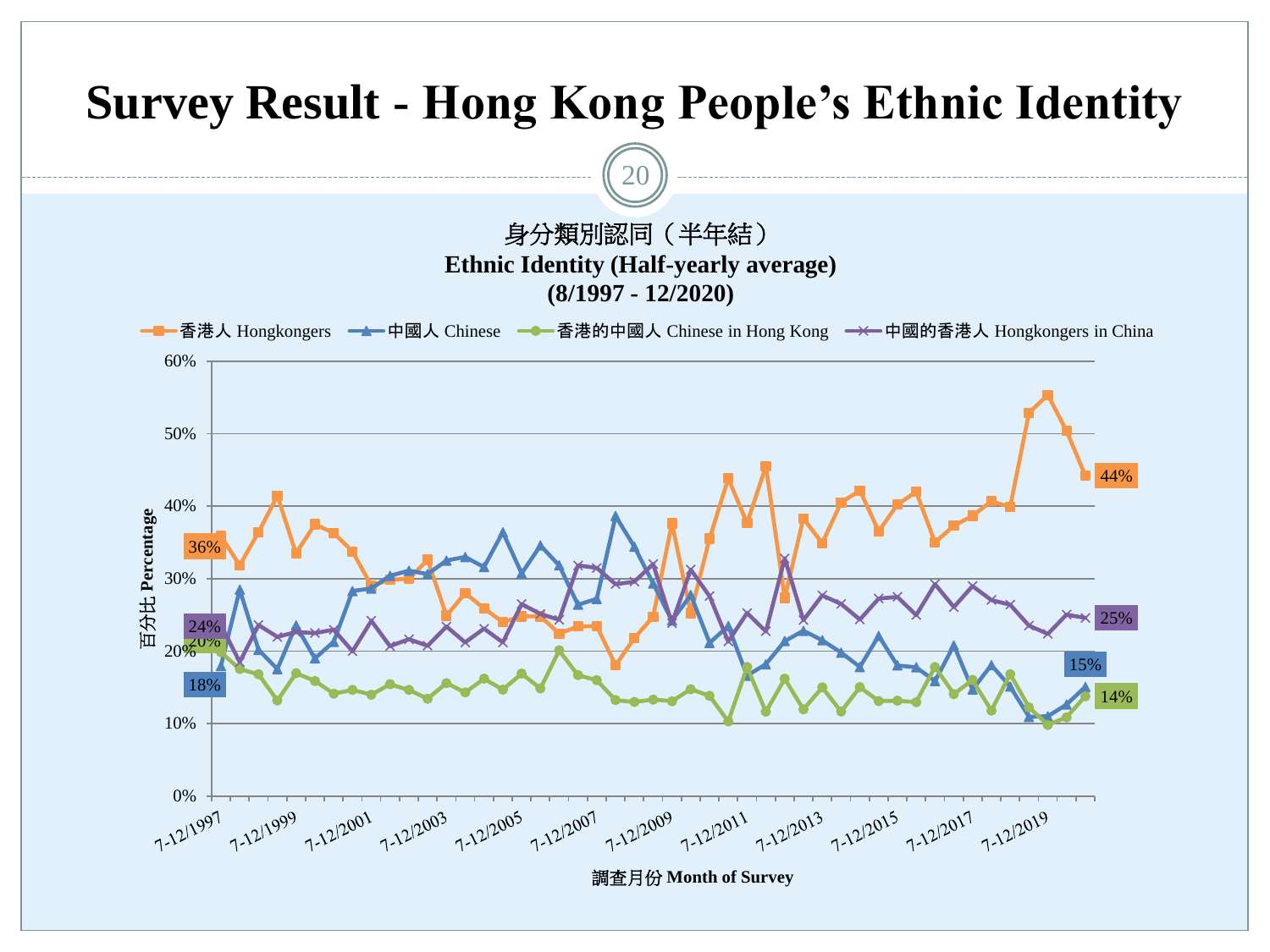# Survey Result - Hong Kong People's Ethnic Identity

身分類別認同（半年結）
**Ethnic Identity (Half-yearly average)**
**(8/1997 - 12/2020)**

香港人 Hongkongers | 中國人 Chinese | 香港的中國人 Chinese in Hong Kong | 中國的香港人 Hongkongers in China

百分比 **Percentage**

60% · 50% · 40% · 30% · 20% · 10% · 0%

36% · 24% · 20% · 18%

44% · 25% · 15% · 14%

7-12/1997 · 7-12/1999 · 7-12/2001 · 7-12/2003 · 7-12/2005 · 7-12/2007 · 7-12/2009 · 7-12/2011 · 7-12/2013 · 7-12/2015 · 7-12/2017 · 7-12/2019

調查月份 **Month of Survey**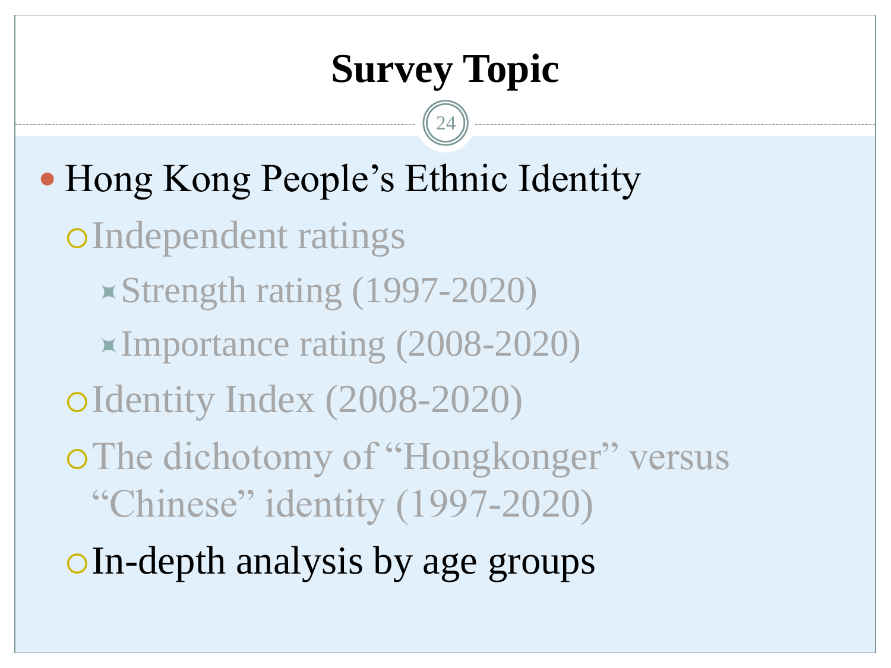# Survey Topic

- Hong Kong People's Ethnic Identity
  - Independent ratings
    - Strength rating (1997-2020)
    - Importance rating (2008-2020)
  - Identity Index (2008-2020)
  - The dichotomy of "Hongkonger" versus "Chinese" identity (1997-2020)
  - In-depth analysis by age groups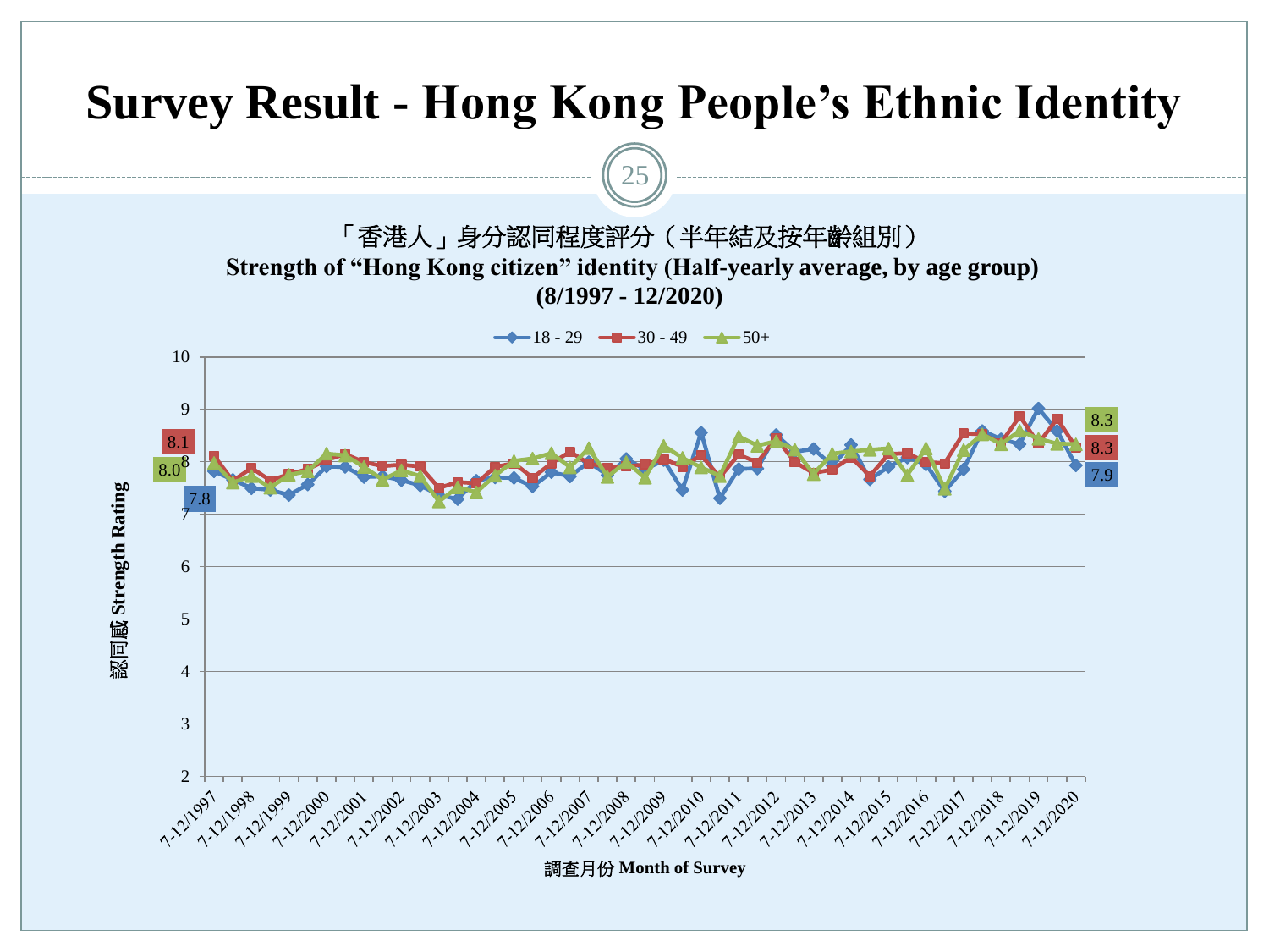# Survey Result - Hong Kong People's Ethnic Identity

「香港人」身分認同程度評分（半年結及按年齡組別）

**Strength of "Hong Kong citizen" identity (Half-yearly average, by age group)**
**(8/1997 - 12/2020)**

18 - 29 | 30 - 49 | 50+

認同感 **Strength Rating**

調查月份 **Month of Survey**

Start values: 18 - 29: 7.8; 30 - 49: 8.1; 50+: 8.0

End values: 50+: 8.3; 30 - 49: 8.3; 18 - 29: 7.9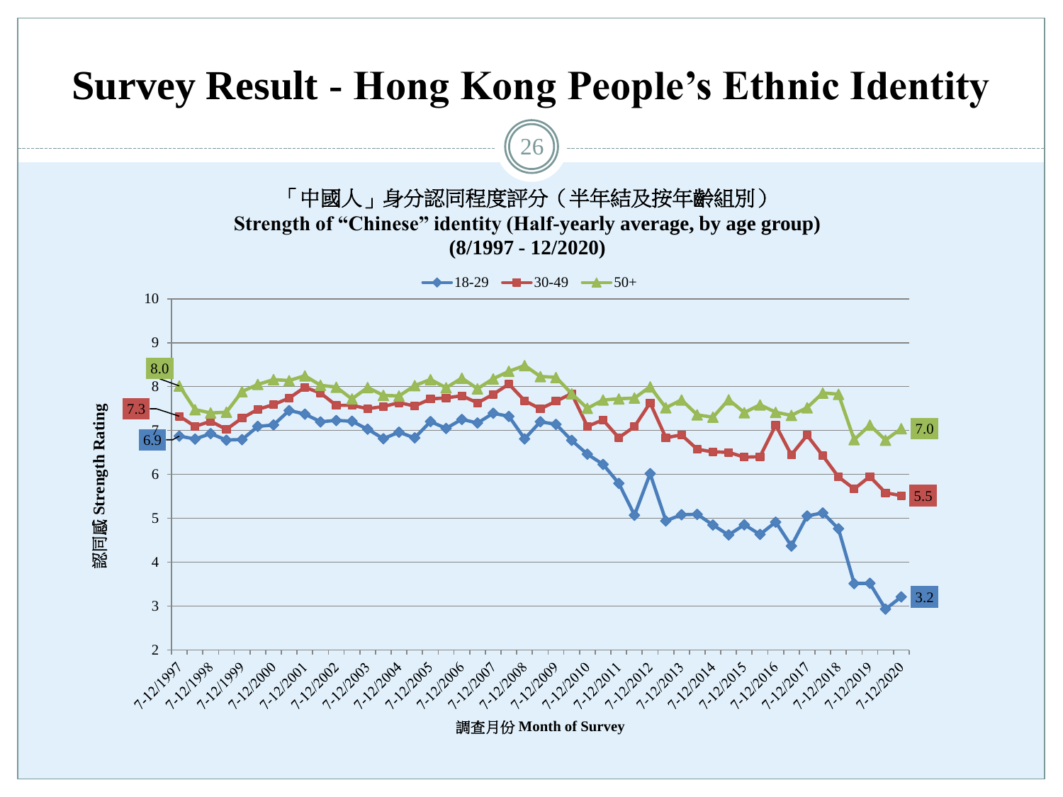# Survey Result - Hong Kong People's Ethnic Identity

「中國人」身分認同程度評分（半年結及按年齡組別）

**Strength of "Chinese" identity (Half-yearly average, by age group)**

**(8/1997 - 12/2020)**

18-29 | 30-49 | 50+

認同感 **Strength Rating**

調查月份 **Month of Survey**

Start values (7-12/1997): 18-29: 6.9; 30-49: 7.3; 50+: 8.0

End values (7-12/2020): 18-29: 3.2; 30-49: 5.5; 50+: 7.0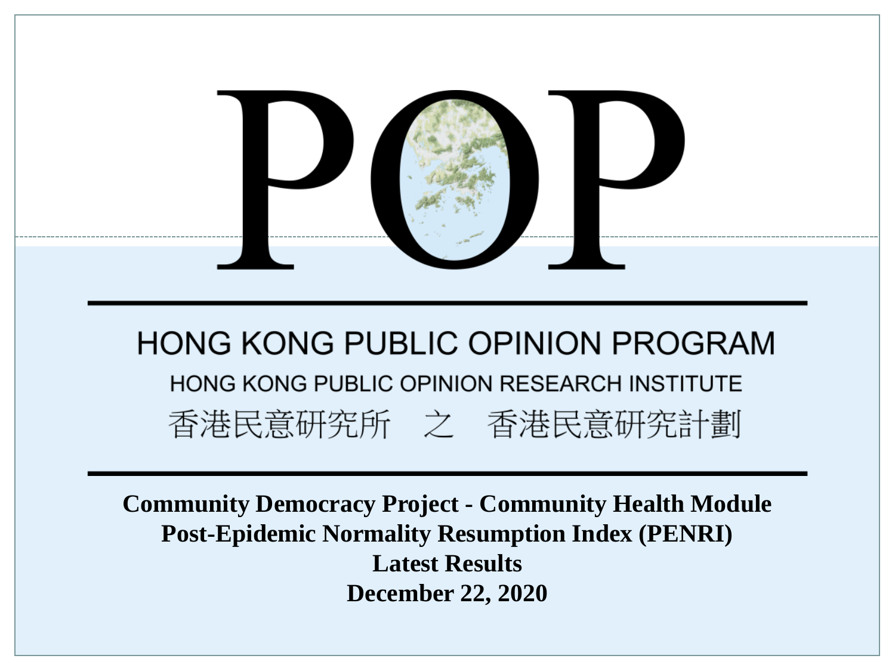# POP

## HONG KONG PUBLIC OPINION PROGRAM

HONG KONG PUBLIC OPINION RESEARCH INSTITUTE

香港民意研究所　之　香港民意研究計劃

**Community Democracy Project - Community Health Module**
**Post-Epidemic Normality Resumption Index (PENRI)**
**Latest Results**
**December 22, 2020**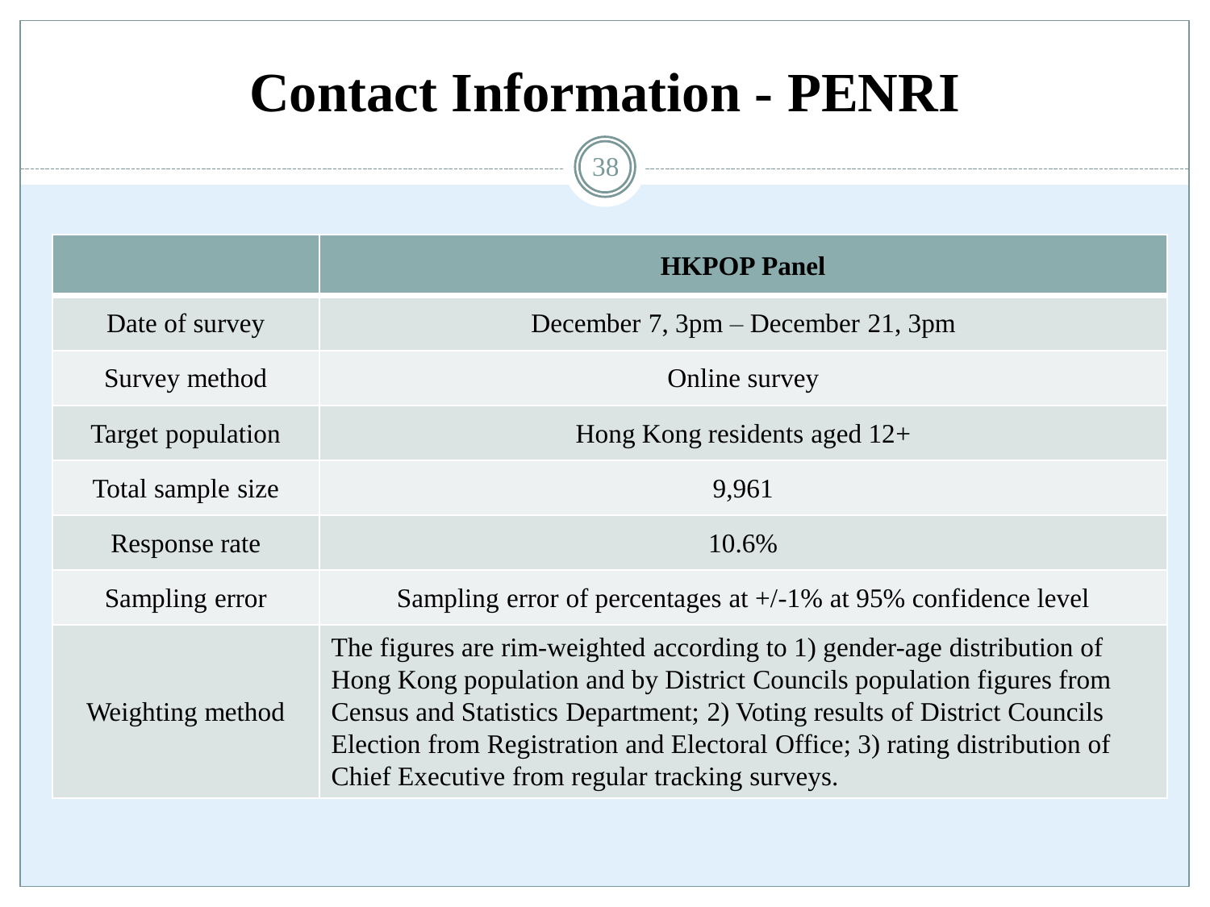# Contact Information - PENRI

| | HKPOP Panel |
|---|---|
| Date of survey | December 7, 3pm – December 21, 3pm |
| Survey method | Online survey |
| Target population | Hong Kong residents aged 12+ |
| Total sample size | 9,961 |
| Response rate | 10.6% |
| Sampling error | Sampling error of percentages at +/-1% at 95% confidence level |
| Weighting method | The figures are rim-weighted according to 1) gender-age distribution of Hong Kong population and by District Councils population figures from Census and Statistics Department; 2) Voting results of District Councils Election from Registration and Electoral Office; 3) rating distribution of Chief Executive from regular tracking surveys. |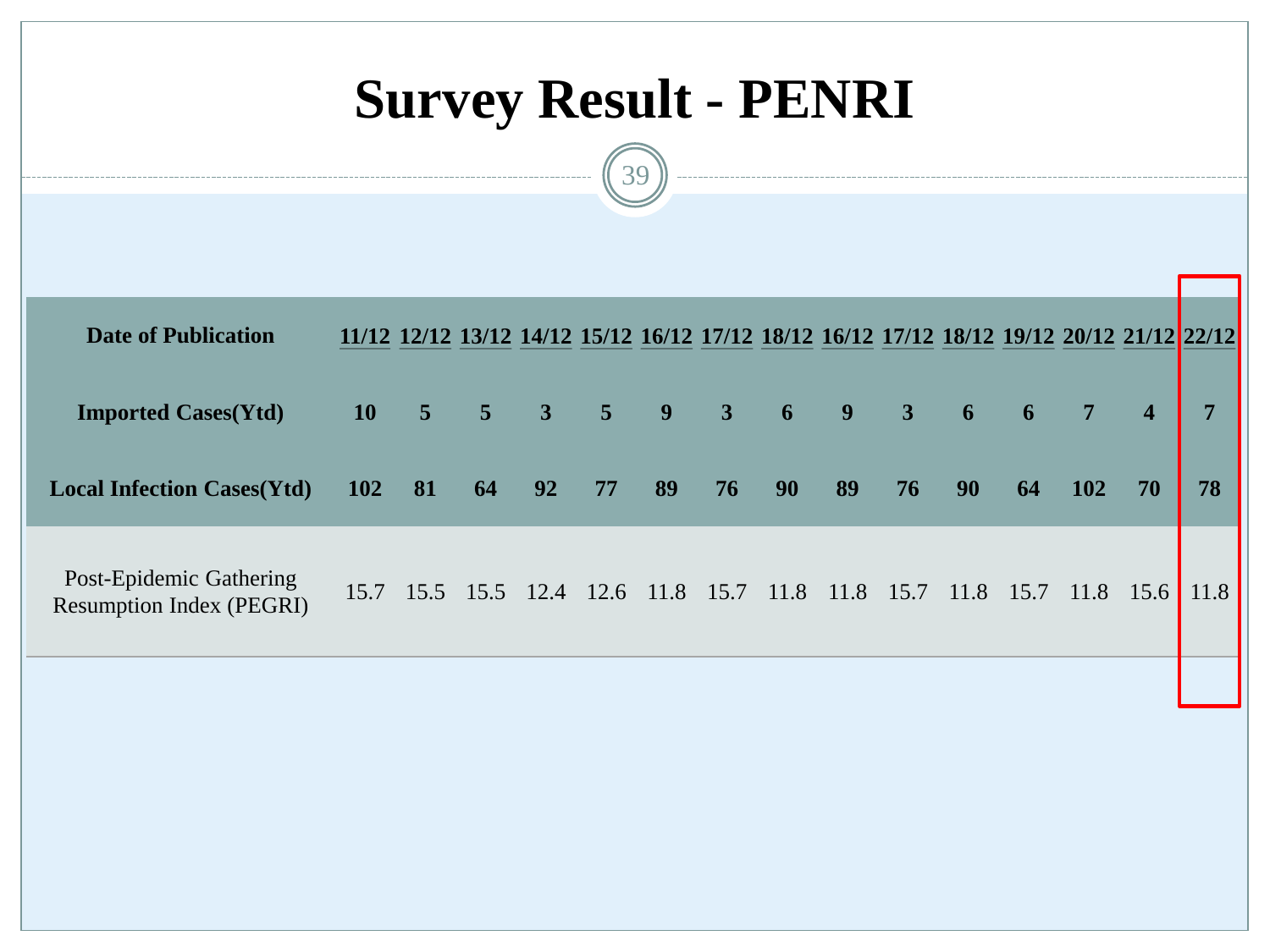# Survey Result - PENRI

| Date of Publication | 11/12 | 12/12 | 13/12 | 14/12 | 15/12 | 16/12 | 17/12 | 18/12 | 16/12 | 17/12 | 18/12 | 19/12 | 20/12 | 21/12 | 22/12 |
|---|---|---|---|---|---|---|---|---|---|---|---|---|---|---|---|
| **Imported Cases(Ytd)** | **10** | **5** | **5** | **3** | **5** | **9** | **3** | **6** | **9** | **3** | **6** | **6** | **7** | **4** | **7** |
| **Local Infection Cases(Ytd)** | **102** | **81** | **64** | **92** | **77** | **89** | **76** | **90** | **89** | **76** | **90** | **64** | **102** | **70** | **78** |
| Post-Epidemic Gathering Resumption Index (PEGRI) | 15.7 | 15.5 | 15.5 | 12.4 | 12.6 | 11.8 | 15.7 | 11.8 | 11.8 | 15.7 | 11.8 | 15.7 | 11.8 | 15.6 | 11.8 |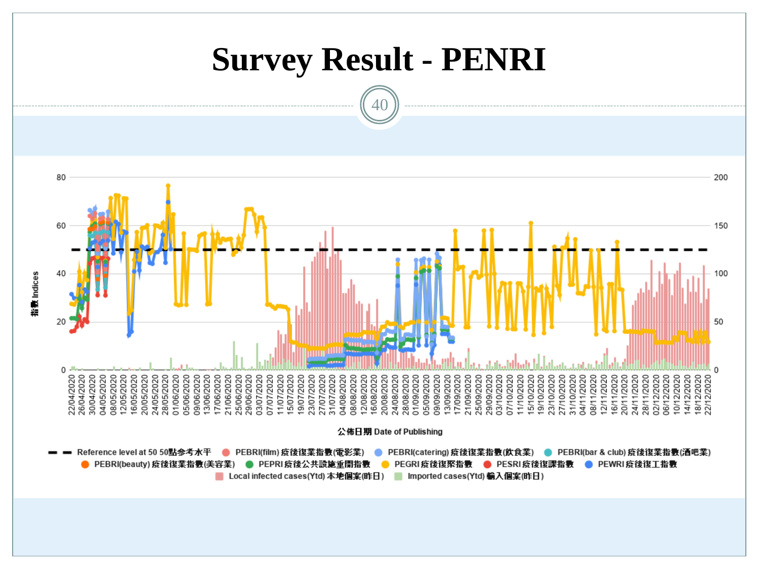# Survey Result - PENRI

80
60
40
20
0

200
150
100
50
0

指數 Indices

22/04/2020
26/04/2020
30/04/2020
04/05/2020
08/05/2020
12/05/2020
16/05/2020
20/05/2020
24/05/2020
28/05/2020
01/06/2020
05/06/2020
09/06/2020
13/06/2020
17/06/2020
21/06/2020
25/06/2020
29/06/2020
03/07/2020
07/07/2020
11/07/2020
15/07/2020
19/07/2020
23/07/2020
27/07/2020
31/07/2020
04/08/2020
08/08/2020
12/08/2020
16/08/2020
20/08/2020
24/08/2020
28/08/2020
01/09/2020
05/09/2020
09/09/2020
13/09/2020
17/09/2020
21/09/2020
25/09/2020
29/09/2020
03/10/2020
07/10/2020
11/10/2020
15/10/2020
19/10/2020
23/10/2020
27/10/2020
31/10/2020
04/11/2020
08/11/2020
12/11/2020
16/11/2020
20/11/2020
24/11/2020
28/11/2020
02/12/2020
06/12/2020
10/12/2020
14/12/2020
18/12/2020
22/12/2020

公佈日期 Date of Publishing

Reference level at 50 50點參考水平
PEBRI(film) 疫後復業指數(電影業)
PEBRI(catering) 疫後復業指數(飲食業)
PEBRI(bar & club) 疫後復業指數(酒吧業)
PEBRI(beauty) 疫後復業指數(美容業)
PEPRI 疫後公共設施重開指數
PEGRI 疫後復聚指數
PESRI 疫後復課指數
PEWRI 疫後復工指數
Local infected cases(Ytd) 本地個案(昨日)
Imported cases(Ytd) 輸入個案(昨日)